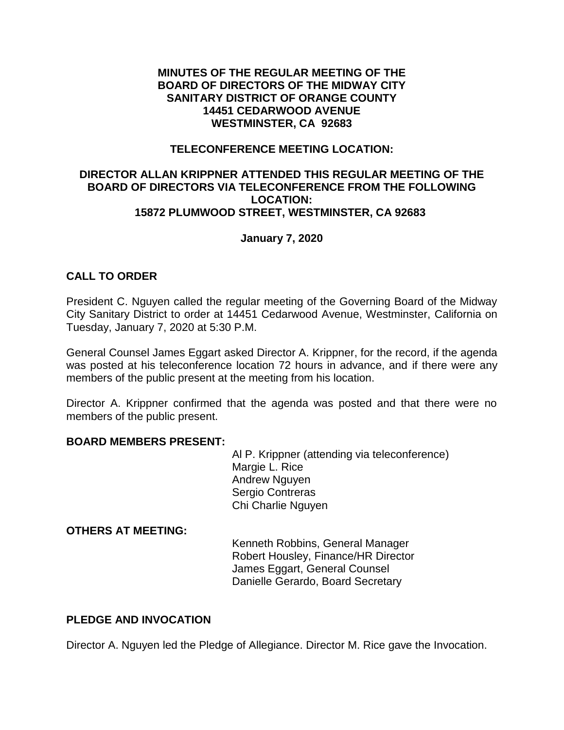**MINUTES OF THE REGULAR MEETING OF THE BOARD OF DIRECTORS OF THE MIDWAY CITY SANITARY DISTRICT OF ORANGE COUNTY 14451 CEDARWOOD AVENUE WESTMINSTER, CA 92683**

**TELECONFERENCE MEETING LOCATION:**

**DIRECTOR ALLAN KRIPPNER ATTENDED THIS REGULAR MEETING OF THE BOARD OF DIRECTORS VIA TELECONFERENCE FROM THE FOLLOWING LOCATION: 15872 PLUMWOOD STREET, WESTMINSTER, CA 92683**

**January 7, 2020**

## CALL TO ORDER

President C. Nguyen called the regular meeting of the Governing Board of the Midway City Sanitary District to order at 14451 Cedarwood Avenue, Westminster, California on Tuesday, January 7, 2020 at 5:30 P.M.

General Counsel James Eggart asked Director A. Krippner, for the record, if the agenda was posted at his teleconference location 72 hours in advance, and if there were any members of the public present at the meeting from his location.

Director A. Krippner confirmed that the agenda was posted and that there were no members of the public present.

**BOARD MEMBERS PRESENT:**

Al P. Krippner (attending via teleconference)
Margie L. Rice
Andrew Nguyen
Sergio Contreras
Chi Charlie Nguyen

**OTHERS AT MEETING:**

Kenneth Robbins, General Manager
Robert Housley, Finance/HR Director
James Eggart, General Counsel
Danielle Gerardo, Board Secretary

## PLEDGE AND INVOCATION

Director A. Nguyen led the Pledge of Allegiance. Director M. Rice gave the Invocation.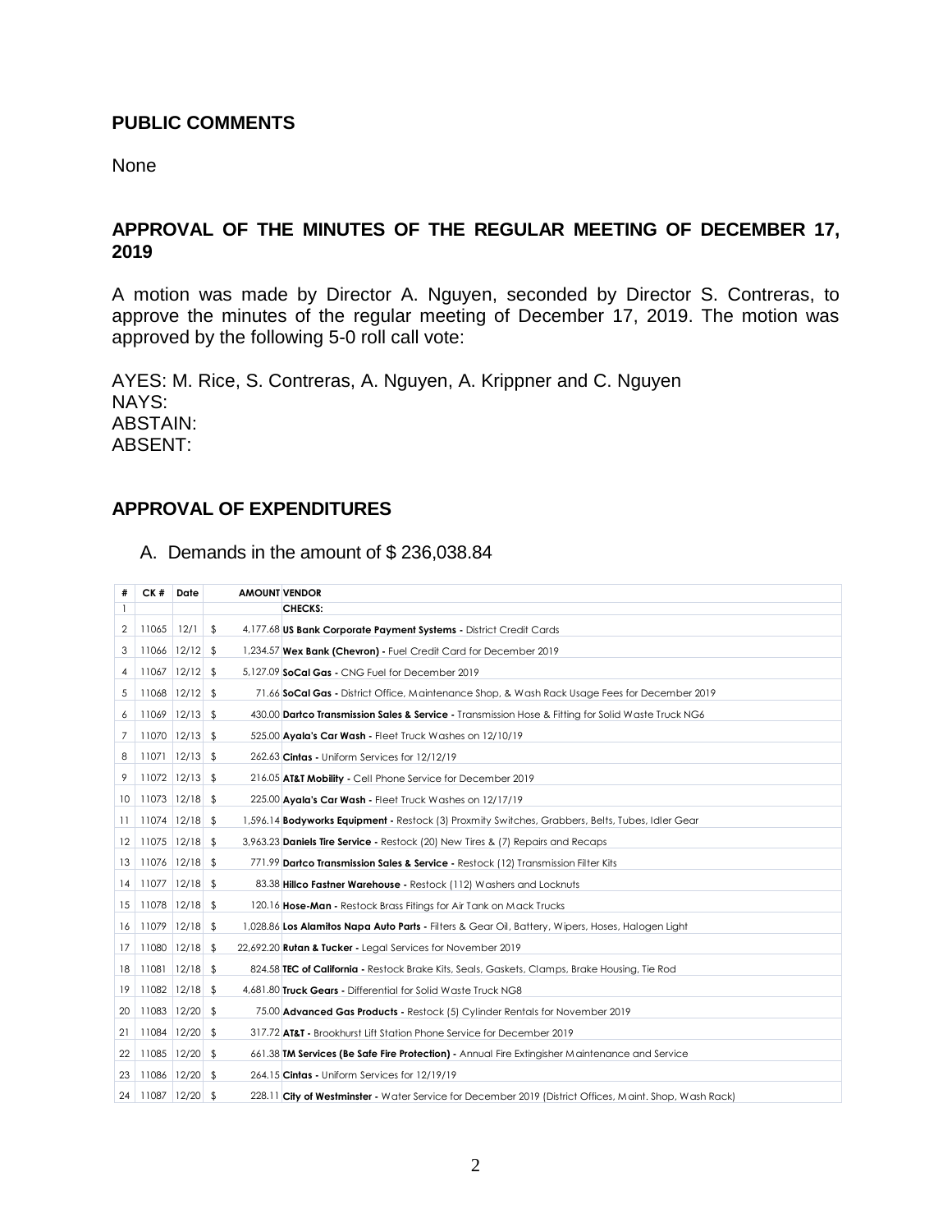## PUBLIC COMMENTS

None

## APPROVAL OF THE MINUTES OF THE REGULAR MEETING OF DECEMBER 17, 2019

A motion was made by Director A. Nguyen, seconded by Director S. Contreras, to approve the minutes of the regular meeting of December 17, 2019. The motion was approved by the following 5-0 roll call vote:

AYES: M. Rice, S. Contreras, A. Nguyen, A. Krippner and C. Nguyen
NAYS:
ABSTAIN:
ABSENT:

## APPROVAL OF EXPENDITURES

A. Demands in the amount of $ 236,038.84

| # | CK # | Date | | AMOUNT | VENDOR |
|---|---|---|---|---|---|
| 1 | | | | | **CHECKS:** |
| 2 | 11065 | 12/1 | $ | 4,177.68 | **US Bank Corporate Payment Systems -** District Credit Cards |
| 3 | 11066 | 12/12 | $ | 1,234.57 | **Wex Bank (Chevron) -** Fuel Credit Card for December 2019 |
| 4 | 11067 | 12/12 | $ | 5,127.09 | **SoCal Gas -** CNG Fuel for December 2019 |
| 5 | 11068 | 12/12 | $ | 71.66 | **SoCal Gas -** District Office, Maintenance Shop, & Wash Rack Usage Fees for December 2019 |
| 6 | 11069 | 12/13 | $ | 430.00 | **Dartco Transmission Sales & Service -** Transmission Hose & Fitting for Solid Waste Truck NG6 |
| 7 | 11070 | 12/13 | $ | 525.00 | **Ayala's Car Wash -** Fleet Truck Washes on 12/10/19 |
| 8 | 11071 | 12/13 | $ | 262.63 | **Cintas -** Uniform Services for 12/12/19 |
| 9 | 11072 | 12/13 | $ | 216.05 | **AT&T Mobility -** Cell Phone Service for December 2019 |
| 10 | 11073 | 12/18 | $ | 225.00 | **Ayala's Car Wash -** Fleet Truck Washes on 12/17/19 |
| 11 | 11074 | 12/18 | $ | 1,596.14 | **Bodyworks Equipment -** Restock (3) Proxmity Switches, Grabbers, Belts, Tubes, Idler Gear |
| 12 | 11075 | 12/18 | $ | 3,963.23 | **Daniels Tire Service -** Restock (20) New Tires & (7) Repairs and Recaps |
| 13 | 11076 | 12/18 | $ | 771.99 | **Dartco Transmission Sales & Service -** Restock (12) Transmission Filter Kits |
| 14 | 11077 | 12/18 | $ | 83.38 | **Hillco Fastner Warehouse -** Restock (112) Washers and Locknuts |
| 15 | 11078 | 12/18 | $ | 120.16 | **Hose-Man -** Restock Brass Fitings for Air Tank on Mack Trucks |
| 16 | 11079 | 12/18 | $ | 1,028.86 | **Los Alamitos Napa Auto Parts -** Filters & Gear Oil, Battery, Wipers, Hoses, Halogen Light |
| 17 | 11080 | 12/18 | $ | 22,692.20 | **Rutan & Tucker -** Legal Services for November 2019 |
| 18 | 11081 | 12/18 | $ | 824.58 | **TEC of California -** Restock Brake Kits, Seals, Gaskets, Clamps, Brake Housing, Tie Rod |
| 19 | 11082 | 12/18 | $ | 4,681.80 | **Truck Gears -** Differential for Solid Waste Truck NG8 |
| 20 | 11083 | 12/20 | $ | 75.00 | **Advanced Gas Products -** Restock (5) Cylinder Rentals for November 2019 |
| 21 | 11084 | 12/20 | $ | 317.72 | **AT&T -** Brookhurst Lift Station Phone Service for December 2019 |
| 22 | 11085 | 12/20 | $ | 661.38 | **TM Services (Be Safe Fire Protection) -** Annual Fire Extingisher Maintenance and Service |
| 23 | 11086 | 12/20 | $ | 264.15 | **Cintas -** Uniform Services for 12/19/19 |
| 24 | 11087 | 12/20 | $ | 228.11 | **City of Westminster -** Water Service for December 2019 (District Offices, Maint. Shop, Wash Rack) |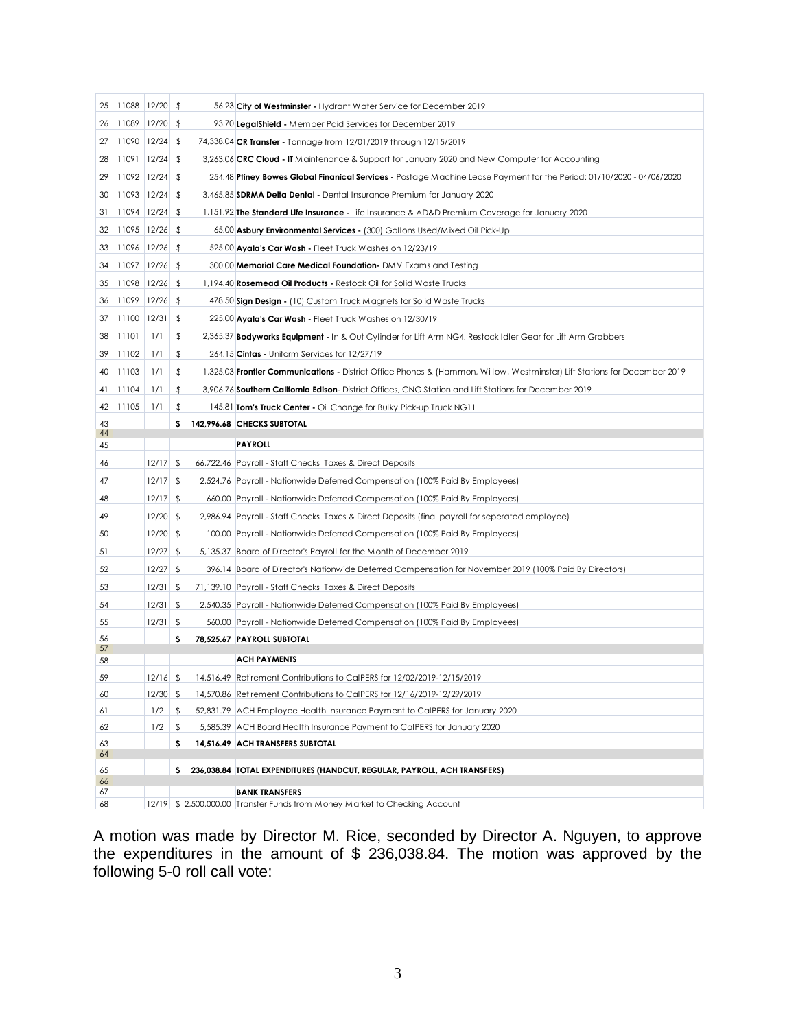| | | | | |
|---|---|---|---|---|
| 25 | 11088 | 12/20 | $ 56.23 | **City of Westminster -** Hydrant Water Service for December 2019 |
| 26 | 11089 | 12/20 | $ 93.70 | **LegalShield -** Member Paid Services for December 2019 |
| 27 | 11090 | 12/24 | $ 74,338.04 | **CR Transfer -** Tonnage from 12/01/2019 through 12/15/2019 |
| 28 | 11091 | 12/24 | $ 3,263.06 | **CRC Cloud - IT** Maintenance & Support for January 2020 and New Computer for Accounting |
| 29 | 11092 | 12/24 | $ 254.48 | **Ptiney Bowes Global Finanical Services -** Postage Machine Lease Payment for the Period: 01/10/2020 - 04/06/2020 |
| 30 | 11093 | 12/24 | $ 3,465.85 | **SDRMA Delta Dental -** Dental Insurance Premium for January 2020 |
| 31 | 11094 | 12/24 | $ 1,151.92 | **The Standard Life Insurance -** Life Insurance & AD&D Premium Coverage for January 2020 |
| 32 | 11095 | 12/26 | $ 65.00 | **Asbury Environmental Services -** (300) Gallons Used/Mixed Oil Pick-Up |
| 33 | 11096 | 12/26 | $ 525.00 | **Ayala's Car Wash -** Fleet Truck Washes on 12/23/19 |
| 34 | 11097 | 12/26 | $ 300.00 | **Memorial Care Medical Foundation-** DMV Exams and Testing |
| 35 | 11098 | 12/26 | $ 1,194.40 | **Rosemead Oil Products -** Restock Oil for Solid Waste Trucks |
| 36 | 11099 | 12/26 | $ 478.50 | **Sign Design -** (10) Custom Truck Magnets for Solid Waste Trucks |
| 37 | 11100 | 12/31 | $ 225.00 | **Ayala's Car Wash -** Fleet Truck Washes on 12/30/19 |
| 38 | 11101 | 1/1 | $ 2,365.37 | **Bodyworks Equipment -** In & Out Cylinder for Lift Arm NG4, Restock Idler Gear for Lift Arm Grabbers |
| 39 | 11102 | 1/1 | $ 264.15 | **Cintas -** Uniform Services for 12/27/19 |
| 40 | 11103 | 1/1 | $ 1,325.03 | **Frontier Communications -** District Office Phones & (Hammon, Willow, Westminster) Lift Stations for December 2019 |
| 41 | 11104 | 1/1 | $ 3,906.76 | **Southern California Edison**- District Offices, CNG Station and Lift Stations for December 2019 |
| 42 | 11105 | 1/1 | $ 145.81 | **Tom's Truck Center -** Oil Change for Bulky Pick-up Truck NG11 |
| 43 | | | **$ 142,996.68** | **CHECKS SUBTOTAL** |
| 44 | | | | |
| 45 | | | | **PAYROLL** |
| 46 | | 12/17 | $ 66,722.46 | Payroll - Staff Checks Taxes & Direct Deposits |
| 47 | | 12/17 | $ 2,524.76 | Payroll - Nationwide Deferred Compensation (100% Paid By Employees) |
| 48 | | 12/17 | $ 660.00 | Payroll - Nationwide Deferred Compensation (100% Paid By Employees) |
| 49 | | 12/20 | $ 2,986.94 | Payroll - Staff Checks Taxes & Direct Deposits (final payroll for seperated employee) |
| 50 | | 12/20 | $ 100.00 | Payroll - Nationwide Deferred Compensation (100% Paid By Employees) |
| 51 | | 12/27 | $ 5,135.37 | Board of Director's Payroll for the Month of December 2019 |
| 52 | | 12/27 | $ 396.14 | Board of Director's Nationwide Deferred Compensation for November 2019 (100% Paid By Directors) |
| 53 | | 12/31 | $ 71,139.10 | Payroll - Staff Checks Taxes & Direct Deposits |
| 54 | | 12/31 | $ 2,540.35 | Payroll - Nationwide Deferred Compensation (100% Paid By Employees) |
| 55 | | 12/31 | $ 560.00 | Payroll - Nationwide Deferred Compensation (100% Paid By Employees) |
| 56 | | | **$ 78,525.67** | **PAYROLL SUBTOTAL** |
| 57 | | | | |
| 58 | | | | **ACH PAYMENTS** |
| 59 | | 12/16 | $ 14,516.49 | Retirement Contributions to CalPERS for 12/02/2019-12/15/2019 |
| 60 | | 12/30 | $ 14,570.86 | Retirement Contributions to CalPERS for 12/16/2019-12/29/2019 |
| 61 | | 1/2 | $ 52,831.79 | ACH Employee Health Insurance Payment to CalPERS for January 2020 |
| 62 | | 1/2 | $ 5,585.39 | ACH Board Health Insurance Payment to CalPERS for January 2020 |
| 63 | | | **$ 14,516.49** | **ACH TRANSFERS SUBTOTAL** |
| 64 | | | | |
| 65 | | | **$ 236,038.84** | **TOTAL EXPENDITURES (HANDCUT, REGULAR, PAYROLL, ACH TRANSFERS)** |
| 66 | | | | |
| 67 | | | | **BANK TRANSFERS** |
| 68 | | 12/19 | $ 2,500,000.00 | Transfer Funds from Money Market to Checking Account |

A motion was made by Director M. Rice, seconded by Director A. Nguyen, to approve the expenditures in the amount of $ 236,038.84. The motion was approved by the following 5-0 roll call vote: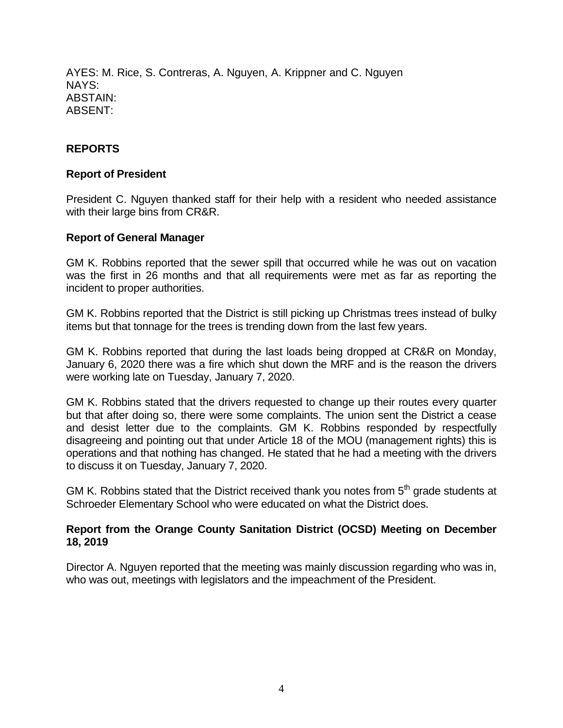AYES: M. Rice, S. Contreras, A. Nguyen, A. Krippner and C. Nguyen
NAYS:
ABSTAIN:
ABSENT:

## REPORTS

### Report of President

President C. Nguyen thanked staff for their help with a resident who needed assistance with their large bins from CR&R.

### Report of General Manager

GM K. Robbins reported that the sewer spill that occurred while he was out on vacation was the first in 26 months and that all requirements were met as far as reporting the incident to proper authorities.

GM K. Robbins reported that the District is still picking up Christmas trees instead of bulky items but that tonnage for the trees is trending down from the last few years.

GM K. Robbins reported that during the last loads being dropped at CR&R on Monday, January 6, 2020 there was a fire which shut down the MRF and is the reason the drivers were working late on Tuesday, January 7, 2020.

GM K. Robbins stated that the drivers requested to change up their routes every quarter but that after doing so, there were some complaints. The union sent the District a cease and desist letter due to the complaints. GM K. Robbins responded by respectfully disagreeing and pointing out that under Article 18 of the MOU (management rights) this is operations and that nothing has changed. He stated that he had a meeting with the drivers to discuss it on Tuesday, January 7, 2020.

GM K. Robbins stated that the District received thank you notes from 5th grade students at Schroeder Elementary School who were educated on what the District does.

### Report from the Orange County Sanitation District (OCSD) Meeting on December 18, 2019

Director A. Nguyen reported that the meeting was mainly discussion regarding who was in, who was out, meetings with legislators and the impeachment of the President.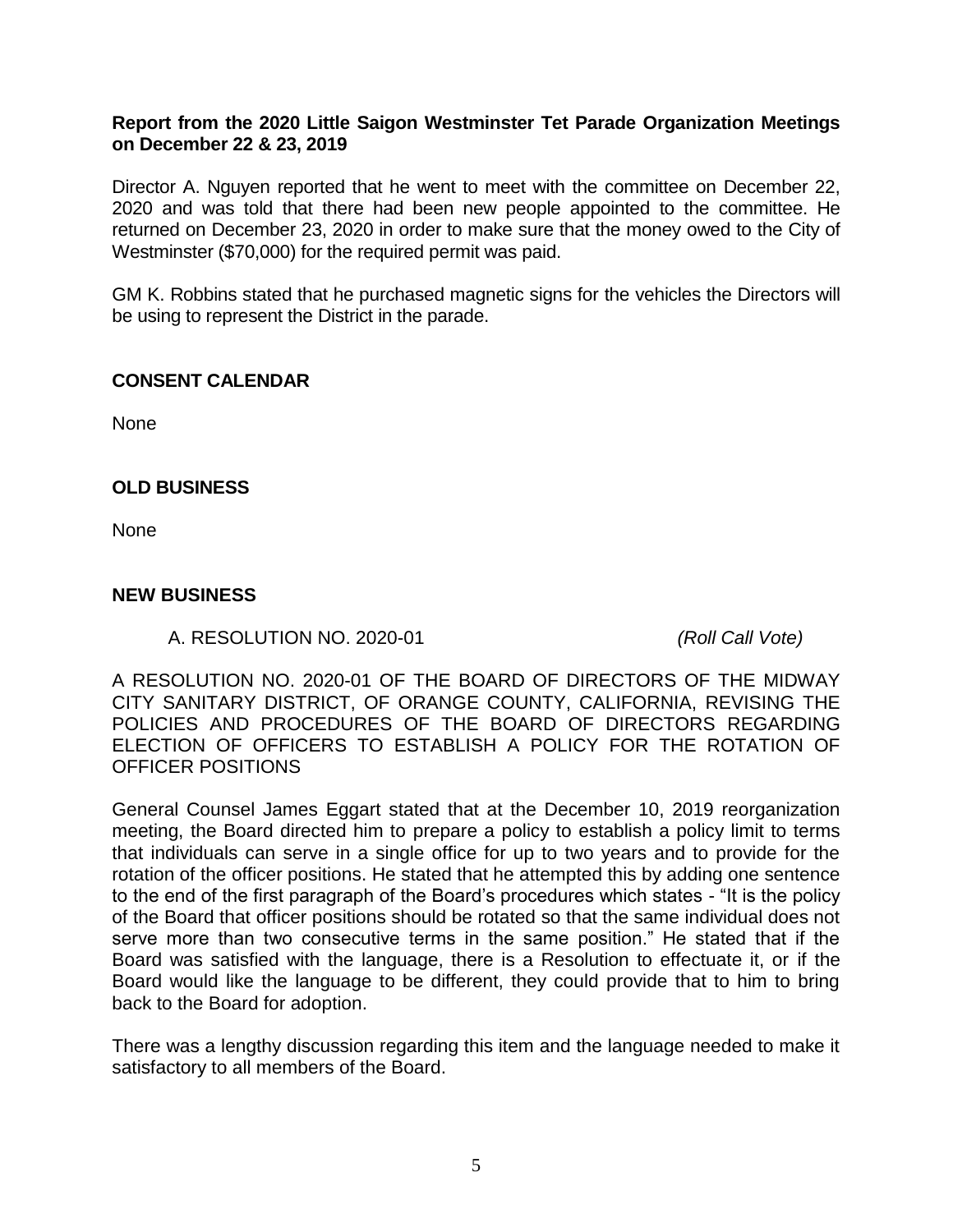**Report from the 2020 Little Saigon Westminster Tet Parade Organization Meetings on December 22 & 23, 2019**

Director A. Nguyen reported that he went to meet with the committee on December 22, 2020 and was told that there had been new people appointed to the committee. He returned on December 23, 2020 in order to make sure that the money owed to the City of Westminster ($70,000) for the required permit was paid.

GM K. Robbins stated that he purchased magnetic signs for the vehicles the Directors will be using to represent the District in the parade.

**CONSENT CALENDAR**

None

**OLD BUSINESS**

None

**NEW BUSINESS**

A. RESOLUTION NO. 2020-01 *(Roll Call Vote)*

A RESOLUTION NO. 2020-01 OF THE BOARD OF DIRECTORS OF THE MIDWAY CITY SANITARY DISTRICT, OF ORANGE COUNTY, CALIFORNIA, REVISING THE POLICIES AND PROCEDURES OF THE BOARD OF DIRECTORS REGARDING ELECTION OF OFFICERS TO ESTABLISH A POLICY FOR THE ROTATION OF OFFICER POSITIONS

General Counsel James Eggart stated that at the December 10, 2019 reorganization meeting, the Board directed him to prepare a policy to establish a policy limit to terms that individuals can serve in a single office for up to two years and to provide for the rotation of the officer positions. He stated that he attempted this by adding one sentence to the end of the first paragraph of the Board's procedures which states - "It is the policy of the Board that officer positions should be rotated so that the same individual does not serve more than two consecutive terms in the same position." He stated that if the Board was satisfied with the language, there is a Resolution to effectuate it, or if the Board would like the language to be different, they could provide that to him to bring back to the Board for adoption.

There was a lengthy discussion regarding this item and the language needed to make it satisfactory to all members of the Board.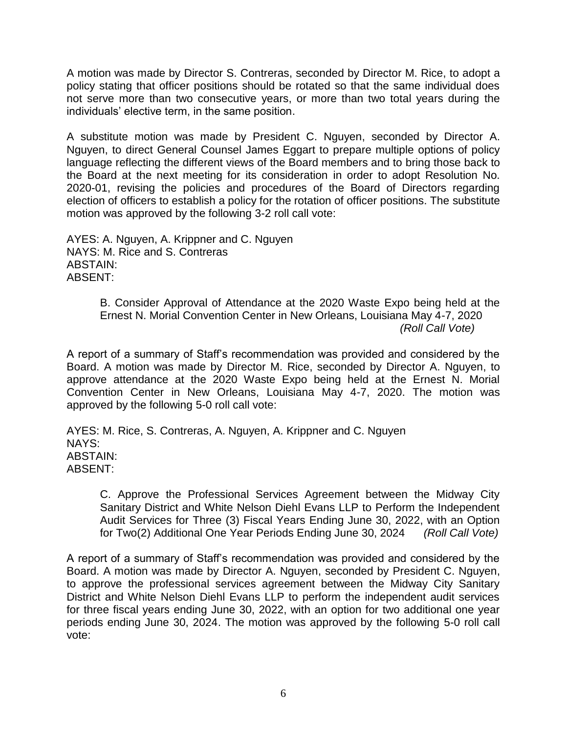A motion was made by Director S. Contreras, seconded by Director M. Rice, to adopt a policy stating that officer positions should be rotated so that the same individual does not serve more than two consecutive years, or more than two total years during the individuals' elective term, in the same position.

A substitute motion was made by President C. Nguyen, seconded by Director A. Nguyen, to direct General Counsel James Eggart to prepare multiple options of policy language reflecting the different views of the Board members and to bring those back to the Board at the next meeting for its consideration in order to adopt Resolution No. 2020-01, revising the policies and procedures of the Board of Directors regarding election of officers to establish a policy for the rotation of officer positions. The substitute motion was approved by the following 3-2 roll call vote:

AYES: A. Nguyen, A. Krippner and C. Nguyen
NAYS: M. Rice and S. Contreras
ABSTAIN:
ABSENT:

B. Consider Approval of Attendance at the 2020 Waste Expo being held at the Ernest N. Morial Convention Center in New Orleans, Louisiana May 4-7, 2020 *(Roll Call Vote)*

A report of a summary of Staff's recommendation was provided and considered by the Board. A motion was made by Director M. Rice, seconded by Director A. Nguyen, to approve attendance at the 2020 Waste Expo being held at the Ernest N. Morial Convention Center in New Orleans, Louisiana May 4-7, 2020. The motion was approved by the following 5-0 roll call vote:

AYES: M. Rice, S. Contreras, A. Nguyen, A. Krippner and C. Nguyen
NAYS:
ABSTAIN:
ABSENT:

C. Approve the Professional Services Agreement between the Midway City Sanitary District and White Nelson Diehl Evans LLP to Perform the Independent Audit Services for Three (3) Fiscal Years Ending June 30, 2022, with an Option for Two(2) Additional One Year Periods Ending June 30, 2024 *(Roll Call Vote)*

A report of a summary of Staff's recommendation was provided and considered by the Board. A motion was made by Director A. Nguyen, seconded by President C. Nguyen, to approve the professional services agreement between the Midway City Sanitary District and White Nelson Diehl Evans LLP to perform the independent audit services for three fiscal years ending June 30, 2022, with an option for two additional one year periods ending June 30, 2024. The motion was approved by the following 5-0 roll call vote: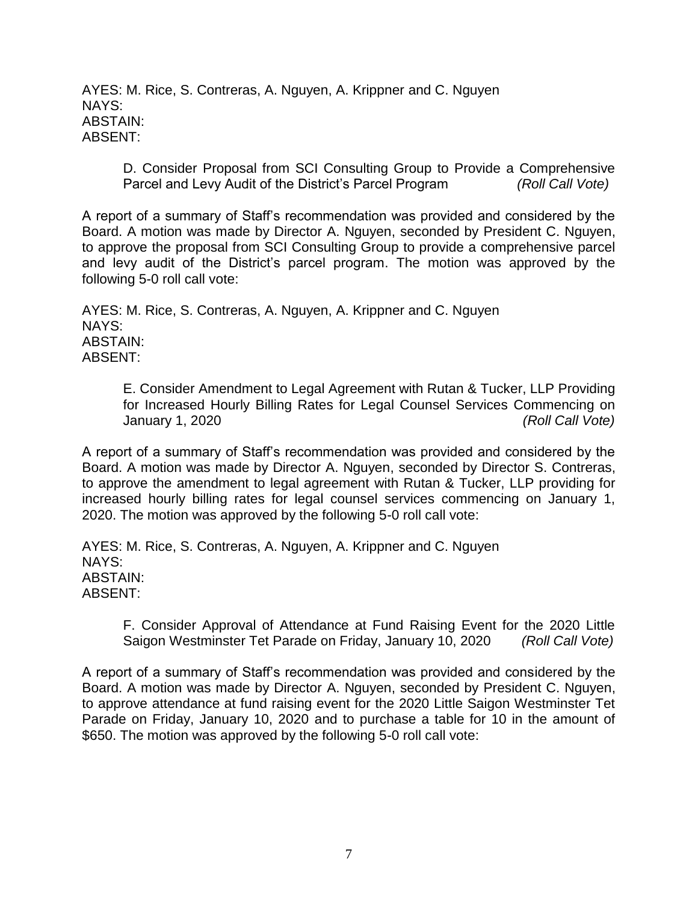AYES: M. Rice, S. Contreras, A. Nguyen, A. Krippner and C. Nguyen
NAYS:
ABSTAIN:
ABSENT:

D. Consider Proposal from SCI Consulting Group to Provide a Comprehensive Parcel and Levy Audit of the District's Parcel Program *(Roll Call Vote)*

A report of a summary of Staff's recommendation was provided and considered by the Board. A motion was made by Director A. Nguyen, seconded by President C. Nguyen, to approve the proposal from SCI Consulting Group to provide a comprehensive parcel and levy audit of the District's parcel program. The motion was approved by the following 5-0 roll call vote:

AYES: M. Rice, S. Contreras, A. Nguyen, A. Krippner and C. Nguyen
NAYS:
ABSTAIN:
ABSENT:

E. Consider Amendment to Legal Agreement with Rutan & Tucker, LLP Providing for Increased Hourly Billing Rates for Legal Counsel Services Commencing on January 1, 2020 *(Roll Call Vote)*

A report of a summary of Staff's recommendation was provided and considered by the Board. A motion was made by Director A. Nguyen, seconded by Director S. Contreras, to approve the amendment to legal agreement with Rutan & Tucker, LLP providing for increased hourly billing rates for legal counsel services commencing on January 1, 2020. The motion was approved by the following 5-0 roll call vote:

AYES: M. Rice, S. Contreras, A. Nguyen, A. Krippner and C. Nguyen
NAYS:
ABSTAIN:
ABSENT:

F. Consider Approval of Attendance at Fund Raising Event for the 2020 Little Saigon Westminster Tet Parade on Friday, January 10, 2020 *(Roll Call Vote)*

A report of a summary of Staff's recommendation was provided and considered by the Board. A motion was made by Director A. Nguyen, seconded by President C. Nguyen, to approve attendance at fund raising event for the 2020 Little Saigon Westminster Tet Parade on Friday, January 10, 2020 and to purchase a table for 10 in the amount of $650. The motion was approved by the following 5-0 roll call vote: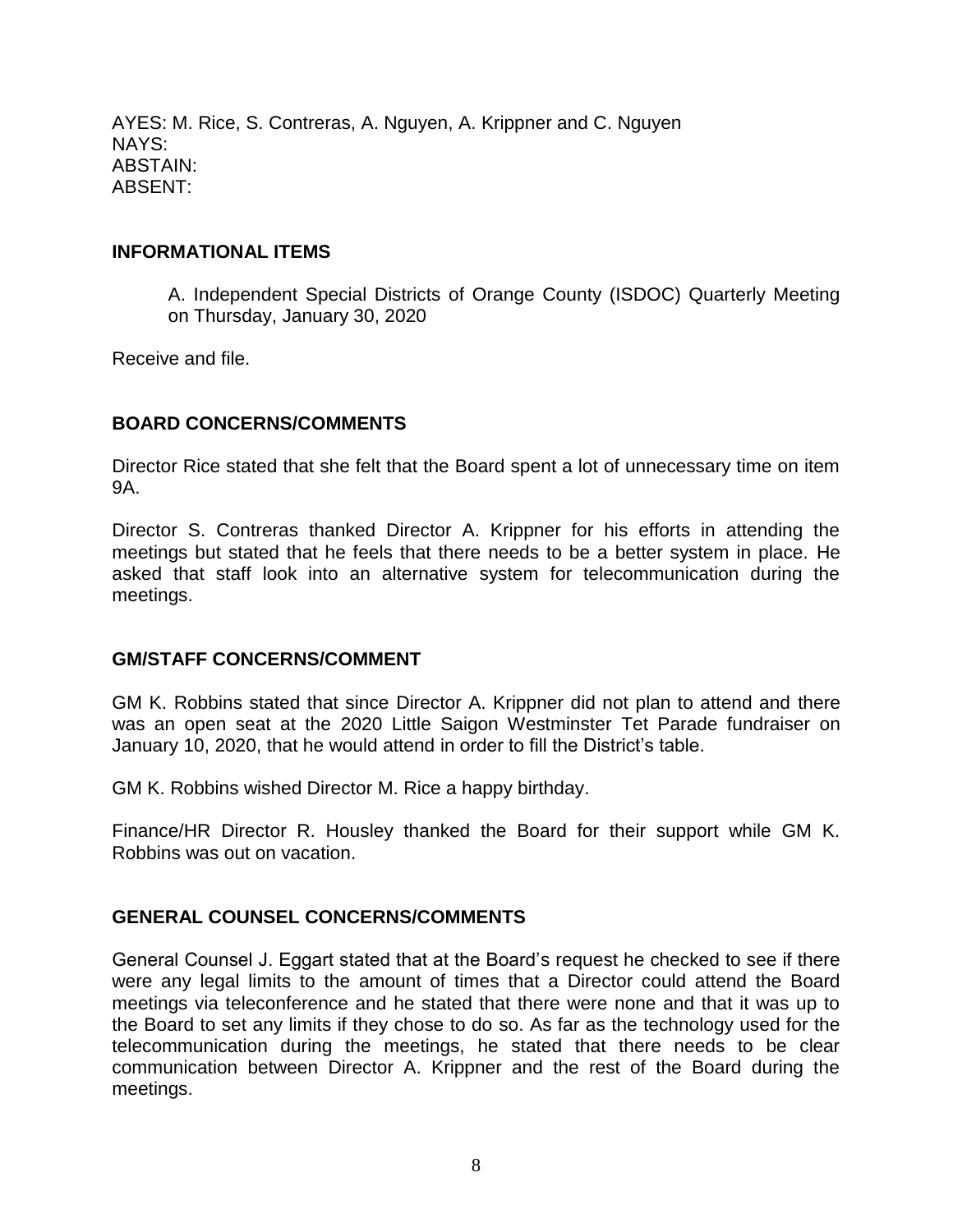AYES: M. Rice, S. Contreras, A. Nguyen, A. Krippner and C. Nguyen
NAYS:
ABSTAIN:
ABSENT:

## INFORMATIONAL ITEMS

A. Independent Special Districts of Orange County (ISDOC) Quarterly Meeting on Thursday, January 30, 2020

Receive and file.

## BOARD CONCERNS/COMMENTS

Director Rice stated that she felt that the Board spent a lot of unnecessary time on item 9A.

Director S. Contreras thanked Director A. Krippner for his efforts in attending the meetings but stated that he feels that there needs to be a better system in place. He asked that staff look into an alternative system for telecommunication during the meetings.

## GM/STAFF CONCERNS/COMMENT

GM K. Robbins stated that since Director A. Krippner did not plan to attend and there was an open seat at the 2020 Little Saigon Westminster Tet Parade fundraiser on January 10, 2020, that he would attend in order to fill the District's table.

GM K. Robbins wished Director M. Rice a happy birthday.

Finance/HR Director R. Housley thanked the Board for their support while GM K. Robbins was out on vacation.

## GENERAL COUNSEL CONCERNS/COMMENTS

General Counsel J. Eggart stated that at the Board's request he checked to see if there were any legal limits to the amount of times that a Director could attend the Board meetings via teleconference and he stated that there were none and that it was up to the Board to set any limits if they chose to do so. As far as the technology used for the telecommunication during the meetings, he stated that there needs to be clear communication between Director A. Krippner and the rest of the Board during the meetings.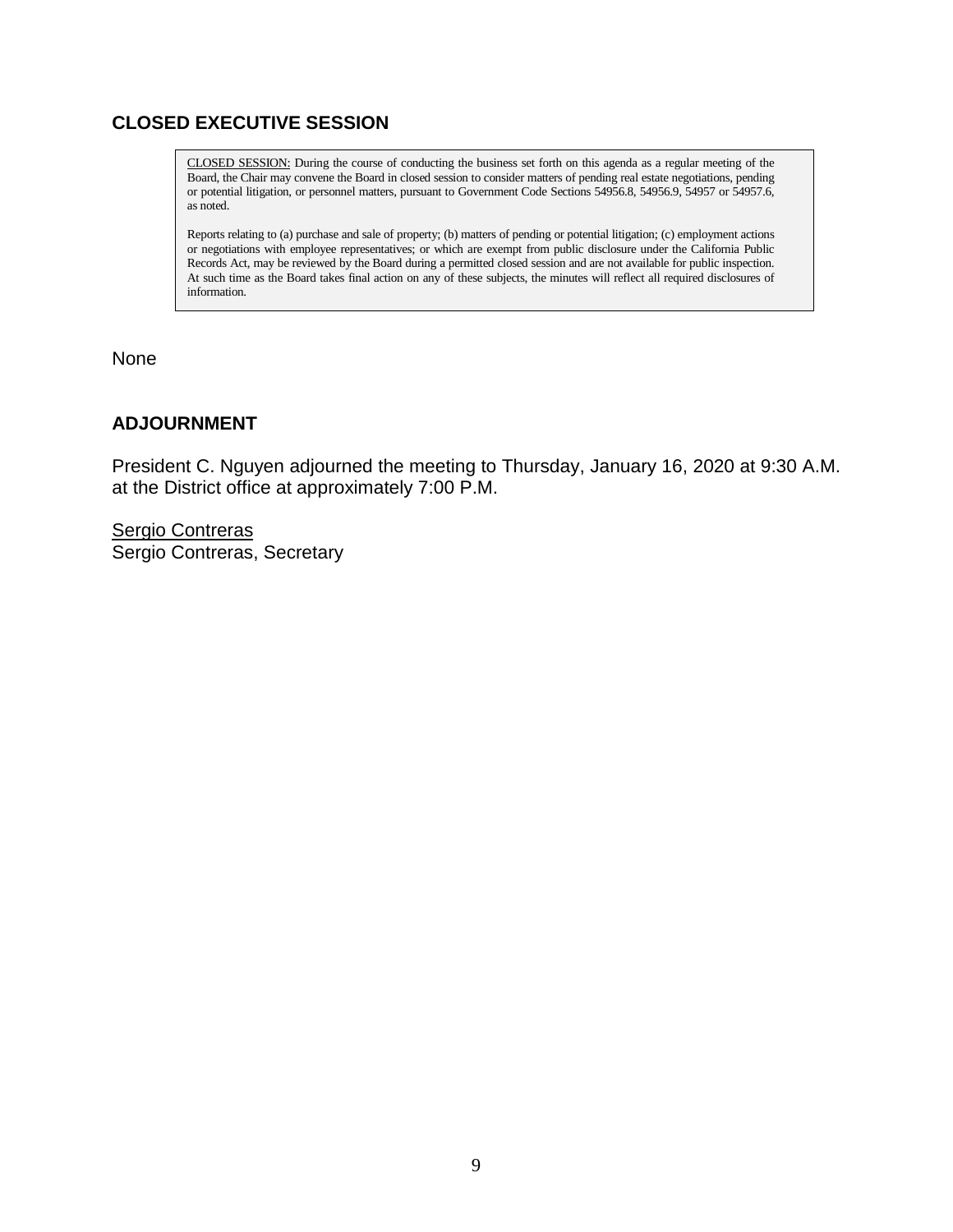## CLOSED EXECUTIVE SESSION

> CLOSED SESSION: During the course of conducting the business set forth on this agenda as a regular meeting of the Board, the Chair may convene the Board in closed session to consider matters of pending real estate negotiations, pending or potential litigation, or personnel matters, pursuant to Government Code Sections 54956.8, 54956.9, 54957 or 54957.6, as noted.
>
> Reports relating to (a) purchase and sale of property; (b) matters of pending or potential litigation; (c) employment actions or negotiations with employee representatives; or which are exempt from public disclosure under the California Public Records Act, may be reviewed by the Board during a permitted closed session and are not available for public inspection. At such time as the Board takes final action on any of these subjects, the minutes will reflect all required disclosures of information.

None

## ADJOURNMENT

President C. Nguyen adjourned the meeting to Thursday, January 16, 2020 at 9:30 A.M. at the District office at approximately 7:00 P.M.

Sergio Contreras
Sergio Contreras, Secretary